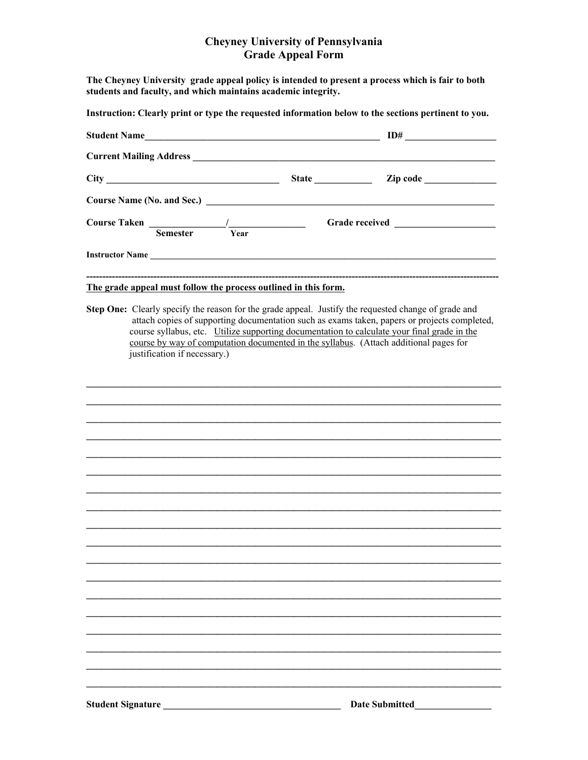# Cheyney University of Pennsylvania
## Grade Appeal Form

**The Cheyney University grade appeal policy is intended to present a process which is fair to both students and faculty, and which maintains academic integrity.**

**Instruction: Clearly print or type the requested information below to the sections pertinent to you.**

**Student Name**_______________________________________________ **ID#** __________________

**Current Mailing Address** ____________________________________________________________

**City** ___________________________________ **State** ___________ **Zip code** _______________

**Course Name (No. and Sec.)** _________________________________________________________

**Course Taken** _______________/_______________ **Grade received** ____________________
**Semester** **Year**

**Instructor Name** _____________________________________________________________________

-----------------------------------------------------------------------------------------------------------------------------

**<u>The grade appeal must follow the process outlined in this form.</u>**

**Step One:** Clearly specify the reason for the grade appeal. Justify the requested change of grade and attach copies of supporting documentation such as exams taken, papers or projects completed, course syllabus, etc. <u>Utilize supporting documentation to calculate your final grade in the course by way of computation documented in the syllabus</u>. (Attach additional pages for justification if necessary.)

______________________________________________________________________________________

______________________________________________________________________________________

______________________________________________________________________________________

______________________________________________________________________________________

______________________________________________________________________________________

______________________________________________________________________________________

______________________________________________________________________________________

______________________________________________________________________________________

______________________________________________________________________________________

______________________________________________________________________________________

______________________________________________________________________________________

______________________________________________________________________________________

______________________________________________________________________________________

______________________________________________________________________________________

______________________________________________________________________________________

______________________________________________________________________________________

______________________________________________________________________________________

______________________________________________________________________________________

**Student Signature** ___________________________________ **Date Submitted**________________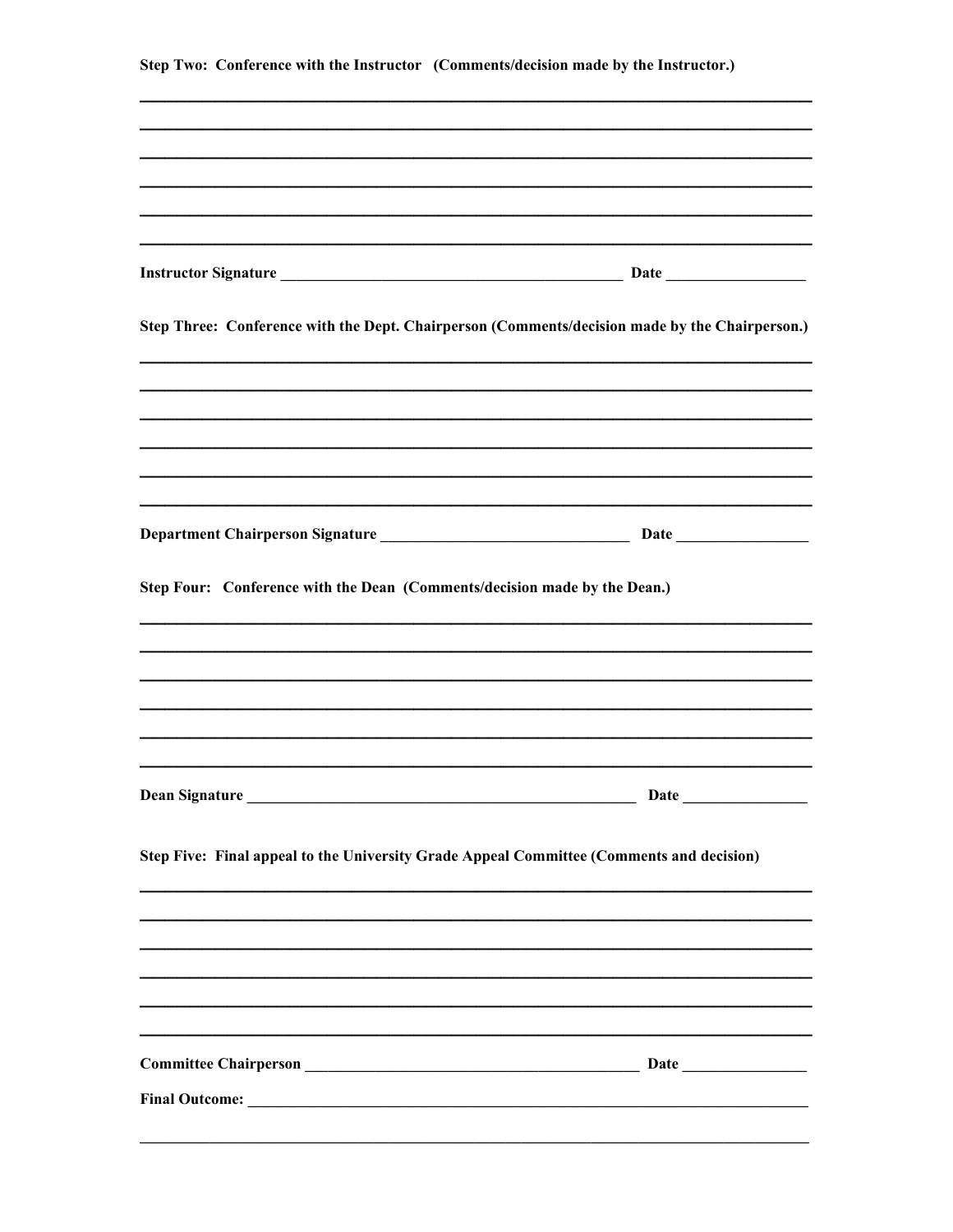**Step Two: Conference with the Instructor (Comments/decision made by the Instructor.)**

______________________________________________________________________________

______________________________________________________________________________

______________________________________________________________________________

______________________________________________________________________________

______________________________________________________________________________

______________________________________________________________________________

**Instructor Signature** ____________________________________________ **Date** _________________

**Step Three: Conference with the Dept. Chairperson (Comments/decision made by the Chairperson.)**

______________________________________________________________________________

______________________________________________________________________________

______________________________________________________________________________

______________________________________________________________________________

______________________________________________________________________________

______________________________________________________________________________

**Department Chairperson Signature** ________________________________ **Date** ________________

**Step Four: Conference with the Dean (Comments/decision made by the Dean.)**

______________________________________________________________________________

______________________________________________________________________________

______________________________________________________________________________

______________________________________________________________________________

______________________________________________________________________________

______________________________________________________________________________

**Dean Signature** ___________________________________________________ **Date** _______________

**Step Five: Final appeal to the University Grade Appeal Committee (Comments and decision)**

______________________________________________________________________________

______________________________________________________________________________

______________________________________________________________________________

______________________________________________________________________________

______________________________________________________________________________

______________________________________________________________________________

**Committee Chairperson** ___________________________________________ **Date** _______________

**Final Outcome:** __________________________________________________________________________

______________________________________________________________________________